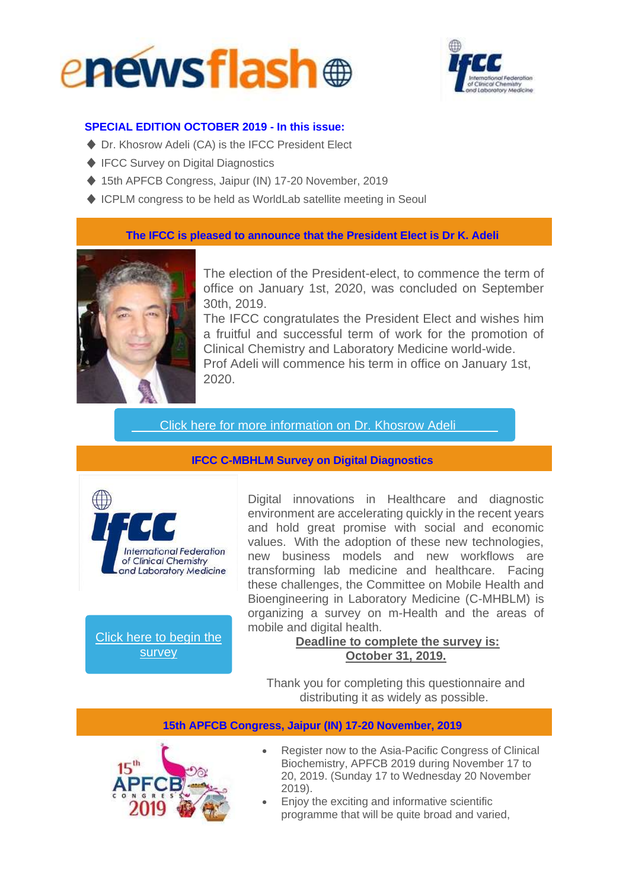# enewsflash

**SPECIAL EDITION OCTOBER 2019 - In this issue:**

- Dr. Khosrow Adeli (CA) is the IFCC President Elect
- IFCC Survey on Digital Diagnostics
- 15th APFCB Congress, Jaipur (IN) 17-20 November, 2019
- ICPLM congress to be held as WorldLab satellite meeting in Seoul

## The IFCC is pleased to announce that the President Elect is Dr K. Adeli

The election of the President-elect, to commence the term of office on January 1st, 2020, was concluded on September 30th, 2019.
The IFCC congratulates the President Elect and wishes him a fruitful and successful term of work for the promotion of Clinical Chemistry and Laboratory Medicine world-wide.
Prof Adeli will commence his term in office on January 1st, 2020.

Click here for more information on Dr. Khosrow Adeli

## IFCC C-MBHLM Survey on Digital Diagnostics

Digital innovations in Healthcare and diagnostic environment are accelerating quickly in the recent years and hold great promise with social and economic values. With the adoption of these new technologies, new business models and new workflows are transforming lab medicine and healthcare. Facing these challenges, the Committee on Mobile Health and Bioengineering in Laboratory Medicine (C-MHBLM) is organizing a survey on m-Health and the areas of mobile and digital health.

**Deadline to complete the survey is: October 31, 2019.**

Click here to begin the survey

Thank you for completing this questionnaire and distributing it as widely as possible.

## 15th APFCB Congress, Jaipur (IN) 17-20 November, 2019

- Register now to the Asia-Pacific Congress of Clinical Biochemistry, APFCB 2019 during November 17 to 20, 2019. (Sunday 17 to Wednesday 20 November 2019).
- Enjoy the exciting and informative scientific programme that will be quite broad and varied,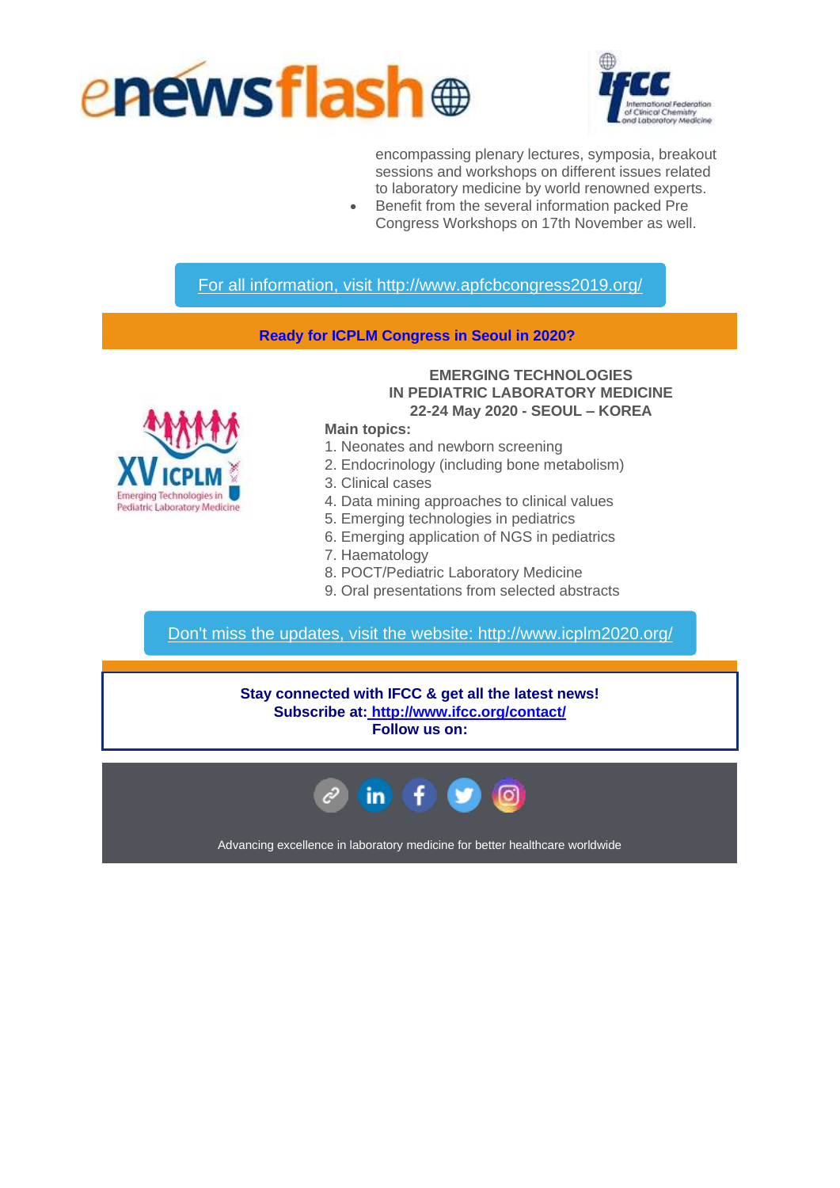encompassing plenary lectures, symposia, breakout sessions and workshops on different issues related to laboratory medicine by world renowned experts.

- Benefit from the several information packed Pre Congress Workshops on 17th November as well.

For all information, visit http://www.apfcbcongress2019.org/

**Ready for ICPLM Congress in Seoul in 2020?**

**EMERGING TECHNOLOGIES**
**IN PEDIATRIC LABORATORY MEDICINE**
**22-24 May 2020 - SEOUL – KOREA**

**Main topics:**

1. Neonates and newborn screening
2. Endocrinology (including bone metabolism)
3. Clinical cases
4. Data mining approaches to clinical values
5. Emerging technologies in pediatrics
6. Emerging application of NGS in pediatrics
7. Haematology
8. POCT/Pediatric Laboratory Medicine
9. Oral presentations from selected abstracts

Don't miss the updates, visit the website: http://www.icplm2020.org/

**Stay connected with IFCC & get all the latest news!**
**Subscribe at: http://www.ifcc.org/contact/**
**Follow us on:**

Advancing excellence in laboratory medicine for better healthcare worldwide